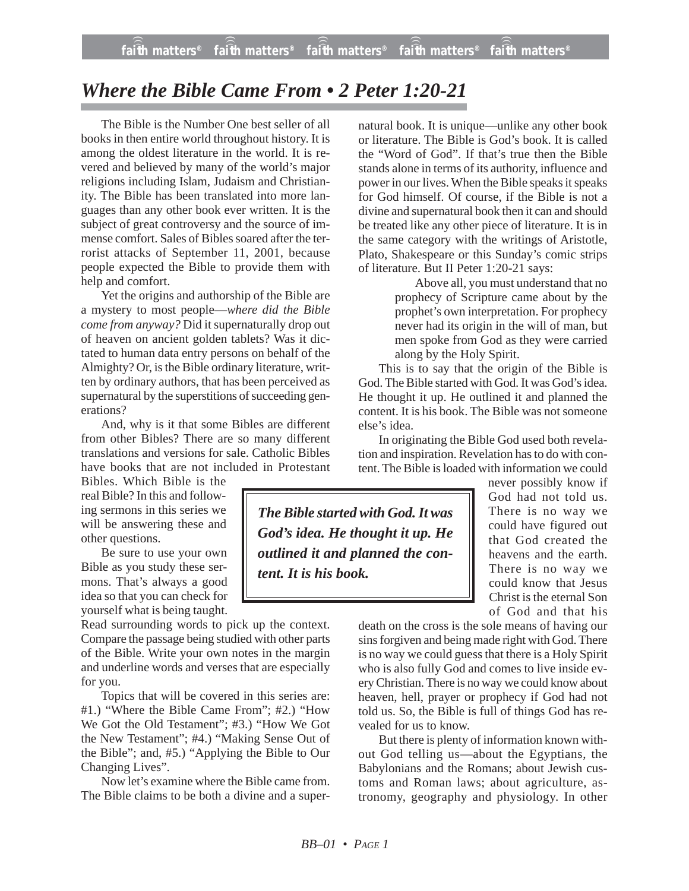# *Where the Bible Came From • 2 Peter 1:20-21*

The Bible is the Number One best seller of all books in then entire world throughout history. It is among the oldest literature in the world. It is revered and believed by many of the world's major religions including Islam, Judaism and Christianity. The Bible has been translated into more languages than any other book ever written. It is the subject of great controversy and the source of immense comfort. Sales of Bibles soared after the terrorist attacks of September 11, 2001, because people expected the Bible to provide them with help and comfort.

Yet the origins and authorship of the Bible are a mystery to most people—*where did the Bible come from anyway?* Did it supernaturally drop out of heaven on ancient golden tablets? Was it dictated to human data entry persons on behalf of the Almighty? Or, is the Bible ordinary literature, written by ordinary authors, that has been perceived as supernatural by the superstitions of succeeding generations?

And, why is it that some Bibles are different from other Bibles? There are so many different translations and versions for sale. Catholic Bibles have books that are not included in Protestant Bibles. Which Bible is the real Bible? In this and following sermons in this series we will be answering these and other questions.

Be sure to use your own Bible as you study these sermons. That's always a good idea so that you can check for yourself what is being taught. Read surrounding words to pick up the context. Compare the passage being studied with other parts of the Bible. Write your own notes in the margin and underline words and verses that are especially for you.

Topics that will be covered in this series are: #1.) "Where the Bible Came From"; #2.) "How We Got the Old Testament"; #3.) "How We Got the New Testament"; #4.) "Making Sense Out of the Bible"; and, #5.) "Applying the Bible to Our Changing Lives".

Now let's examine where the Bible came from. The Bible claims to be both a divine and a supernatural book. It is unique—unlike any other book or literature. The Bible is God's book. It is called the "Word of God". If that's true then the Bible stands alone in terms of its authority, influence and power in our lives. When the Bible speaks it speaks for God himself. Of course, if the Bible is not a divine and supernatural book then it can and should be treated like any other piece of literature. It is in the same category with the writings of Aristotle, Plato, Shakespeare or this Sunday's comic strips of literature. But II Peter 1:20-21 says:

> Above all, you must understand that no prophecy of Scripture came about by the prophet's own interpretation. For prophecy never had its origin in the will of man, but men spoke from God as they were carried along by the Holy Spirit.

This is to say that the origin of the Bible is God. The Bible started with God. It was God's idea. He thought it up. He outlined it and planned the content. It is his book. The Bible was not someone else's idea.

> ***The Bible started with God. It was God's idea. He thought it up. He outlined it and planned the content. It is his book.***

In originating the Bible God used both revelation and inspiration. Revelation has to do with content. The Bible is loaded with information we could never possibly know if God had not told us. There is no way we could have figured out that God created the heavens and the earth. There is no way we could know that Jesus Christ is the eternal Son of God and that his death on the cross is the sole means of having our sins forgiven and being made right with God. There is no way we could guess that there is a Holy Spirit who is also fully God and comes to live inside every Christian. There is no way we could know about heaven, hell, prayer or prophecy if God had not told us. So, the Bible is full of things God has revealed for us to know.

But there is plenty of information known without God telling us—about the Egyptians, the Babylonians and the Romans; about Jewish customs and Roman laws; about agriculture, astronomy, geography and physiology. In other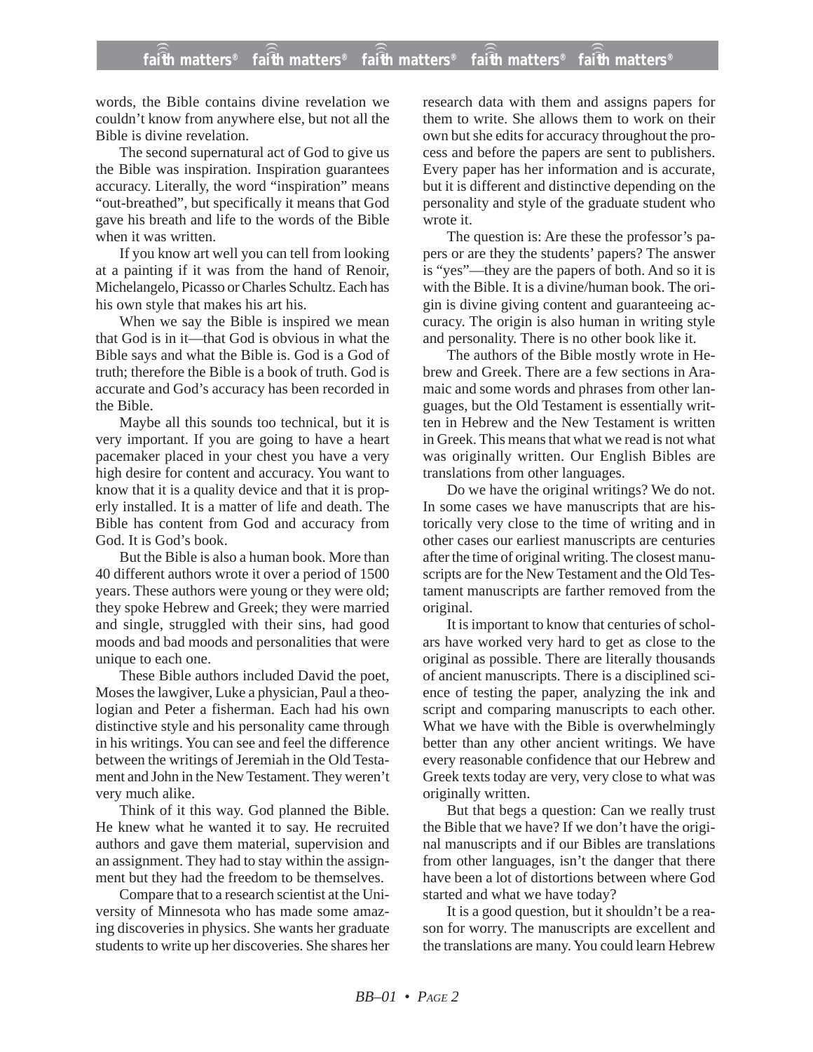words, the Bible contains divine revelation we couldn't know from anywhere else, but not all the Bible is divine revelation.

The second supernatural act of God to give us the Bible was inspiration. Inspiration guarantees accuracy. Literally, the word "inspiration" means "out-breathed", but specifically it means that God gave his breath and life to the words of the Bible when it was written.

If you know art well you can tell from looking at a painting if it was from the hand of Renoir, Michelangelo, Picasso or Charles Schultz. Each has his own style that makes his art his.

When we say the Bible is inspired we mean that God is in it—that God is obvious in what the Bible says and what the Bible is. God is a God of truth; therefore the Bible is a book of truth. God is accurate and God's accuracy has been recorded in the Bible.

Maybe all this sounds too technical, but it is very important. If you are going to have a heart pacemaker placed in your chest you have a very high desire for content and accuracy. You want to know that it is a quality device and that it is properly installed. It is a matter of life and death. The Bible has content from God and accuracy from God. It is God's book.

But the Bible is also a human book. More than 40 different authors wrote it over a period of 1500 years. These authors were young or they were old; they spoke Hebrew and Greek; they were married and single, struggled with their sins, had good moods and bad moods and personalities that were unique to each one.

These Bible authors included David the poet, Moses the lawgiver, Luke a physician, Paul a theologian and Peter a fisherman. Each had his own distinctive style and his personality came through in his writings. You can see and feel the difference between the writings of Jeremiah in the Old Testament and John in the New Testament. They weren't very much alike.

Think of it this way. God planned the Bible. He knew what he wanted it to say. He recruited authors and gave them material, supervision and an assignment. They had to stay within the assignment but they had the freedom to be themselves.

Compare that to a research scientist at the University of Minnesota who has made some amazing discoveries in physics. She wants her graduate students to write up her discoveries. She shares her research data with them and assigns papers for them to write. She allows them to work on their own but she edits for accuracy throughout the process and before the papers are sent to publishers. Every paper has her information and is accurate, but it is different and distinctive depending on the personality and style of the graduate student who wrote it.

The question is: Are these the professor's papers or are they the students' papers? The answer is "yes"—they are the papers of both. And so it is with the Bible. It is a divine/human book. The origin is divine giving content and guaranteeing accuracy. The origin is also human in writing style and personality. There is no other book like it.

The authors of the Bible mostly wrote in Hebrew and Greek. There are a few sections in Aramaic and some words and phrases from other languages, but the Old Testament is essentially written in Hebrew and the New Testament is written in Greek. This means that what we read is not what was originally written. Our English Bibles are translations from other languages.

Do we have the original writings? We do not. In some cases we have manuscripts that are historically very close to the time of writing and in other cases our earliest manuscripts are centuries after the time of original writing. The closest manuscripts are for the New Testament and the Old Testament manuscripts are farther removed from the original.

It is important to know that centuries of scholars have worked very hard to get as close to the original as possible. There are literally thousands of ancient manuscripts. There is a disciplined science of testing the paper, analyzing the ink and script and comparing manuscripts to each other. What we have with the Bible is overwhelmingly better than any other ancient writings. We have every reasonable confidence that our Hebrew and Greek texts today are very, very close to what was originally written.

But that begs a question: Can we really trust the Bible that we have? If we don't have the original manuscripts and if our Bibles are translations from other languages, isn't the danger that there have been a lot of distortions between where God started and what we have today?

It is a good question, but it shouldn't be a reason for worry. The manuscripts are excellent and the translations are many. You could learn Hebrew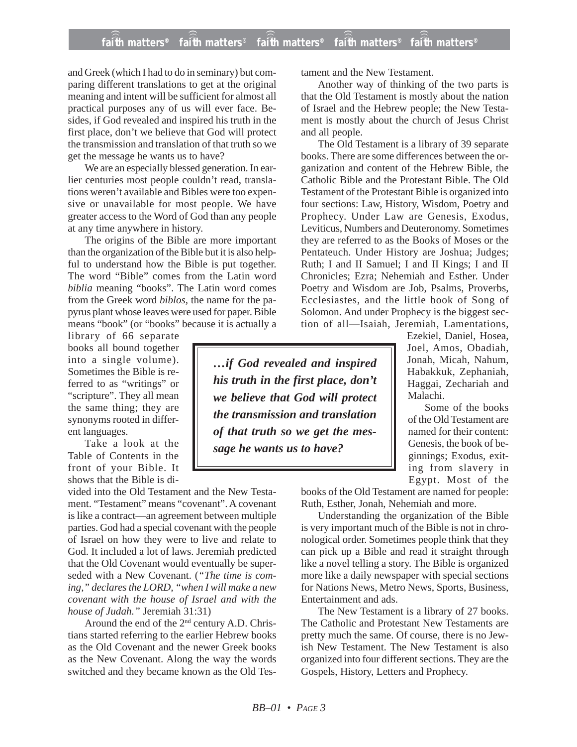and Greek (which I had to do in seminary) but comparing different translations to get at the original meaning and intent will be sufficient for almost all practical purposes any of us will ever face. Besides, if God revealed and inspired his truth in the first place, don't we believe that God will protect the transmission and translation of that truth so we get the message he wants us to have?

We are an especially blessed generation. In earlier centuries most people couldn't read, translations weren't available and Bibles were too expensive or unavailable for most people. We have greater access to the Word of God than any people at any time anywhere in history.

The origins of the Bible are more important than the organization of the Bible but it is also helpful to understand how the Bible is put together. The word "Bible" comes from the Latin word *biblia* meaning "books". The Latin word comes from the Greek word *biblos,* the name for the papyrus plant whose leaves were used for paper. Bible means "book" (or "books" because it is actually a library of 66 separate books all bound together into a single volume). Sometimes the Bible is referred to as "writings" or "scripture". They all mean the same thing; they are synonyms rooted in different languages.

> ***…if God revealed and inspired his truth in the first place, don't we believe that God will protect the transmission and translation of that truth so we get the message he wants us to have?***

Take a look at the Table of Contents in the front of your Bible. It shows that the Bible is divided into the Old Testament and the New Testament. "Testament" means "covenant". A covenant is like a contract—an agreement between multiple parties. God had a special covenant with the people of Israel on how they were to live and relate to God. It included a lot of laws. Jeremiah predicted that the Old Covenant would eventually be superseded with a New Covenant. (*"The time is coming," declares the LORD, "when I will make a new covenant with the house of Israel and with the house of Judah."* Jeremiah 31:31)

Around the end of the 2nd century A.D. Christians started referring to the earlier Hebrew books as the Old Covenant and the newer Greek books as the New Covenant. Along the way the words switched and they became known as the Old Testament and the New Testament.

Another way of thinking of the two parts is that the Old Testament is mostly about the nation of Israel and the Hebrew people; the New Testament is mostly about the church of Jesus Christ and all people.

The Old Testament is a library of 39 separate books. There are some differences between the organization and content of the Hebrew Bible, the Catholic Bible and the Protestant Bible. The Old Testament of the Protestant Bible is organized into four sections: Law, History, Wisdom, Poetry and Prophecy. Under Law are Genesis, Exodus, Leviticus, Numbers and Deuteronomy. Sometimes they are referred to as the Books of Moses or the Pentateuch. Under History are Joshua; Judges; Ruth; I and II Samuel; I and II Kings; I and II Chronicles; Ezra; Nehemiah and Esther. Under Poetry and Wisdom are Job, Psalms, Proverbs, Ecclesiastes, and the little book of Song of Solomon. And under Prophecy is the biggest section of all—Isaiah, Jeremiah, Lamentations, Ezekiel, Daniel, Hosea, Joel, Amos, Obadiah, Jonah, Micah, Nahum, Habakkuk, Zephaniah, Haggai, Zechariah and Malachi.

Some of the books of the Old Testament are named for their content: Genesis, the book of beginnings; Exodus, exiting from slavery in Egypt. Most of the books of the Old Testament are named for people: Ruth, Esther, Jonah, Nehemiah and more.

Understanding the organization of the Bible is very important much of the Bible is not in chronological order. Sometimes people think that they can pick up a Bible and read it straight through like a novel telling a story. The Bible is organized more like a daily newspaper with special sections for Nations News, Metro News, Sports, Business, Entertainment and ads.

The New Testament is a library of 27 books. The Catholic and Protestant New Testaments are pretty much the same. Of course, there is no Jewish New Testament. The New Testament is also organized into four different sections. They are the Gospels, History, Letters and Prophecy.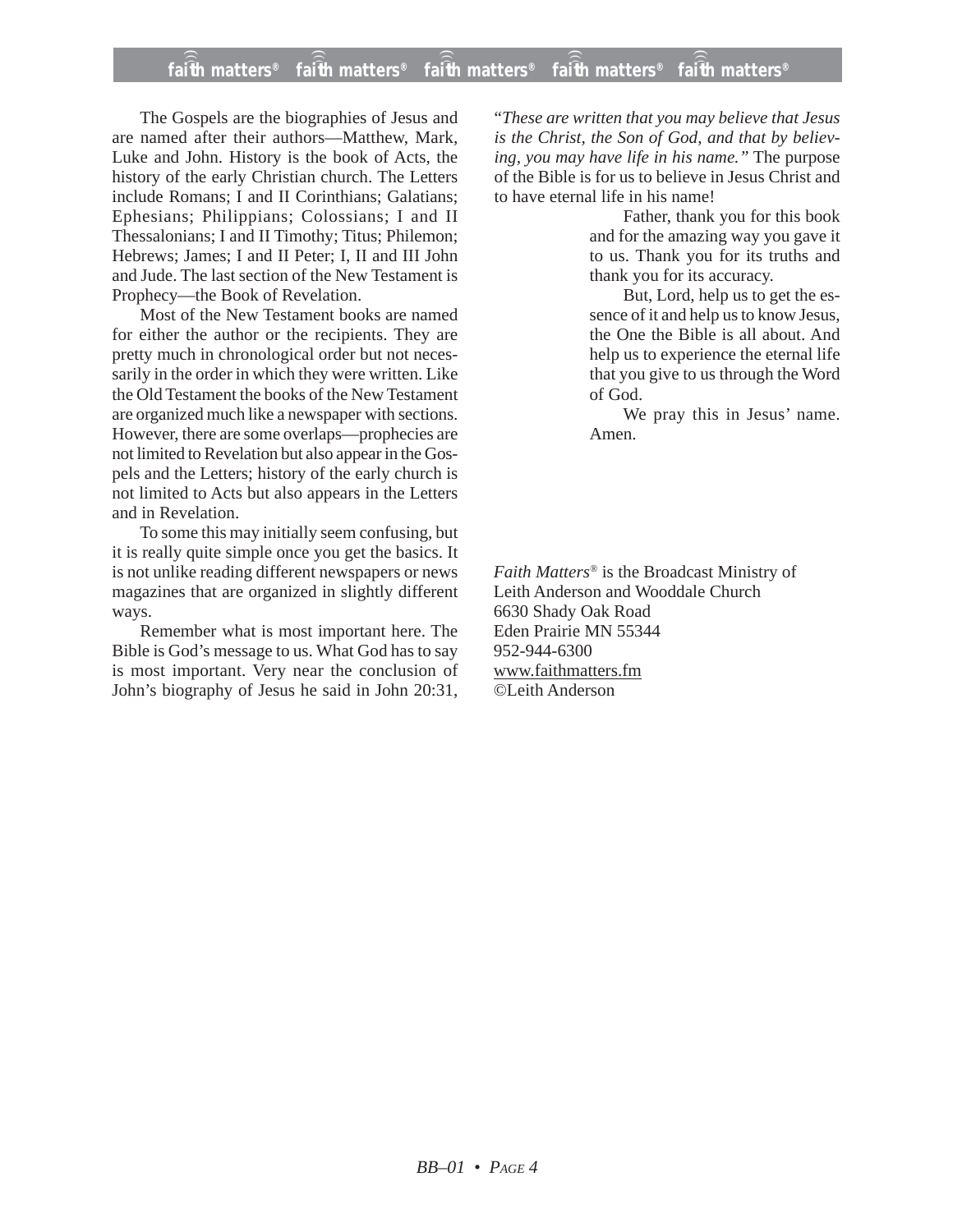The Gospels are the biographies of Jesus and are named after their authors—Matthew, Mark, Luke and John. History is the book of Acts, the history of the early Christian church. The Letters include Romans; I and II Corinthians; Galatians; Ephesians; Philippians; Colossians; I and II Thessalonians; I and II Timothy; Titus; Philemon; Hebrews; James; I and II Peter; I, II and III John and Jude. The last section of the New Testament is Prophecy—the Book of Revelation.

Most of the New Testament books are named for either the author or the recipients. They are pretty much in chronological order but not necessarily in the order in which they were written. Like the Old Testament the books of the New Testament are organized much like a newspaper with sections. However, there are some overlaps—prophecies are not limited to Revelation but also appear in the Gospels and the Letters; history of the early church is not limited to Acts but also appears in the Letters and in Revelation.

To some this may initially seem confusing, but it is really quite simple once you get the basics. It is not unlike reading different newspapers or news magazines that are organized in slightly different ways.

Remember what is most important here. The Bible is God's message to us. What God has to say is most important. Very near the conclusion of John's biography of Jesus he said in John 20:31, "*These are written that you may believe that Jesus is the Christ, the Son of God, and that by believing, you may have life in his name.*" The purpose of the Bible is for us to believe in Jesus Christ and to have eternal life in his name!

Father, thank you for this book and for the amazing way you gave it to us. Thank you for its truths and thank you for its accuracy.

But, Lord, help us to get the essence of it and help us to know Jesus, the One the Bible is all about. And help us to experience the eternal life that you give to us through the Word of God.

We pray this in Jesus' name. Amen.

*Faith Matters®* is the Broadcast Ministry of
Leith Anderson and Wooddale Church
6630 Shady Oak Road
Eden Prairie MN 55344
952-944-6300
www.faithmatters.fm
©Leith Anderson